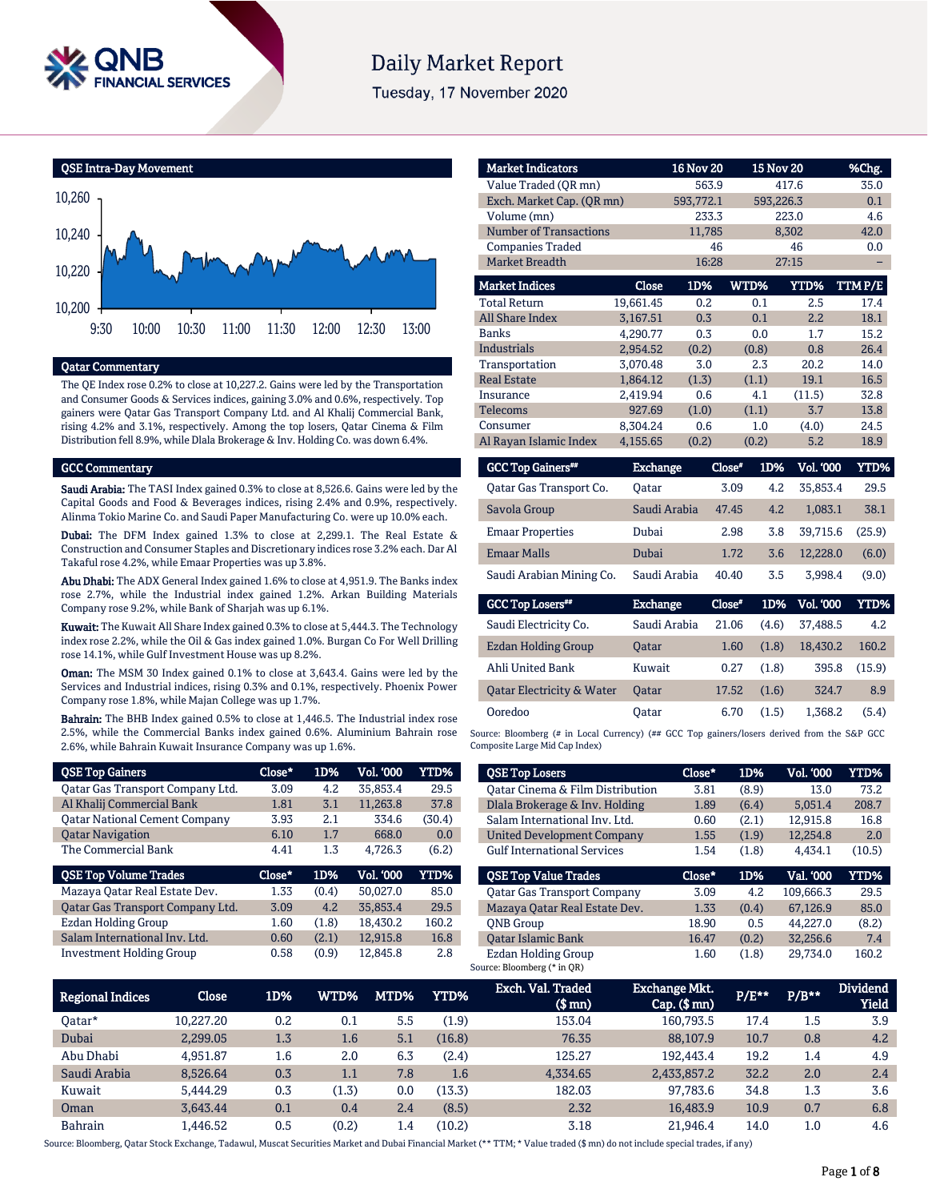# Daily Market Report

Tuesday, 17 November 2020

## QSE Intra-Day Movement

## Qatar Commentary

The QE Index rose 0.2% to close at 10,227.2. Gains were led by the Transportation and Consumer Goods & Services indices, gaining 3.0% and 0.6%, respectively. Top gainers were Qatar Gas Transport Company Ltd. and Al Khalij Commercial Bank, rising 4.2% and 3.1%, respectively. Among the top losers, Qatar Cinema & Film Distribution fell 8.9%, while Dlala Brokerage & Inv. Holding Co. was down 6.4%.

## GCC Commentary

**Saudi Arabia:** The TASI Index gained 0.3% to close at 8,526.6. Gains were led by the Capital Goods and Food & Beverages indices, rising 2.4% and 0.9%, respectively. Alinma Tokio Marine Co. and Saudi Paper Manufacturing Co. were up 10.0% each.

**Dubai:** The DFM Index gained 1.3% to close at 2,299.1. The Real Estate & Construction and Consumer Staples and Discretionary indices rose 3.2% each. Dar Al Takaful rose 4.2%, while Emaar Properties was up 3.8%.

**Abu Dhabi:** The ADX General Index gained 1.6% to close at 4,951.9. The Banks index rose 2.7%, while the Industrial index gained 1.2%. Arkan Building Materials Company rose 9.2%, while Bank of Sharjah was up 6.1%.

**Kuwait:** The Kuwait All Share Index gained 0.3% to close at 5,444.3. The Technology index rose 2.2%, while the Oil & Gas index gained 1.0%. Burgan Co For Well Drilling rose 14.1%, while Gulf Investment House was up 8.2%.

**Oman:** The MSM 30 Index gained 0.1% to close at 3,643.4. Gains were led by the Services and Industrial indices, rising 0.3% and 0.1%, respectively. Phoenix Power Company rose 1.8%, while Majan College was up 1.7%.

**Bahrain:** The BHB Index gained 0.5% to close at 1,446.5. The Industrial index rose 2.5%, while the Commercial Banks index gained 0.6%. Aluminium Bahrain rose 2.6%, while Bahrain Kuwait Insurance Company was up 1.6%.

| Market Indicators | 16 Nov 20 | 15 Nov 20 | %Chg. |
|---|---|---|---|
| Value Traded (QR mn) | 563.9 | 417.6 | 35.0 |
| Exch. Market Cap. (QR mn) | 593,772.1 | 593,226.3 | 0.1 |
| Volume (mn) | 233.3 | 223.0 | 4.6 |
| Number of Transactions | 11,785 | 8,302 | 42.0 |
| Companies Traded | 46 | 46 | 0.0 |
| Market Breadth | 16:28 | 27:15 | – |

| Market Indices | Close | 1D% | WTD% | YTD% | TTM P/E |
|---|---|---|---|---|---|
| Total Return | 19,661.45 | 0.2 | 0.1 | 2.5 | 17.4 |
| All Share Index | 3,167.51 | 0.3 | 0.1 | 2.2 | 18.1 |
| Banks | 4,290.77 | 0.3 | 0.0 | 1.7 | 15.2 |
| Industrials | 2,954.52 | (0.2) | (0.8) | 0.8 | 26.4 |
| Transportation | 3,070.48 | 3.0 | 2.3 | 20.2 | 14.0 |
| Real Estate | 1,864.12 | (1.3) | (1.1) | 19.1 | 16.5 |
| Insurance | 2,419.94 | 0.6 | 4.1 | (11.5) | 32.8 |
| Telecoms | 927.69 | (1.0) | (1.1) | 3.7 | 13.8 |
| Consumer | 8,304.24 | 0.6 | 1.0 | (4.0) | 24.5 |
| Al Rayan Islamic Index | 4,155.65 | (0.2) | (0.2) | 5.2 | 18.9 |

| GCC Top Gainers## | Exchange | Close# | 1D% | Vol. '000 | YTD% |
|---|---|---|---|---|---|
| Qatar Gas Transport Co. | Qatar | 3.09 | 4.2 | 35,853.4 | 29.5 |
| Savola Group | Saudi Arabia | 47.45 | 4.2 | 1,083.1 | 38.1 |
| Emaar Properties | Dubai | 2.98 | 3.8 | 39,715.6 | (25.9) |
| Emaar Malls | Dubai | 1.72 | 3.6 | 12,228.0 | (6.0) |
| Saudi Arabian Mining Co. | Saudi Arabia | 40.40 | 3.5 | 3,998.4 | (9.0) |

| GCC Top Losers## | Exchange | Close# | 1D% | Vol. '000 | YTD% |
|---|---|---|---|---|---|
| Saudi Electricity Co. | Saudi Arabia | 21.06 | (4.6) | 37,488.5 | 4.2 |
| Ezdan Holding Group | Qatar | 1.60 | (1.8) | 18,430.2 | 160.2 |
| Ahli United Bank | Kuwait | 0.27 | (1.8) | 395.8 | (15.9) |
| Qatar Electricity & Water | Qatar | 17.52 | (1.6) | 324.7 | 8.9 |
| Ooredoo | Qatar | 6.70 | (1.5) | 1,368.2 | (5.4) |

Source: Bloomberg (# in Local Currency) (## GCC Top gainers/losers derived from the S&P GCC Composite Large Mid Cap Index)

| QSE Top Gainers | Close* | 1D% | Vol. '000 | YTD% |
|---|---|---|---|---|
| Qatar Gas Transport Company Ltd. | 3.09 | 4.2 | 35,853.4 | 29.5 |
| Al Khalij Commercial Bank | 1.81 | 3.1 | 11,263.8 | 37.8 |
| Qatar National Cement Company | 3.93 | 2.1 | 334.6 | (30.4) |
| Qatar Navigation | 6.10 | 1.7 | 668.0 | 0.0 |
| The Commercial Bank | 4.41 | 1.3 | 4,726.3 | (6.2) |

| QSE Top Volume Trades | Close* | 1D% | Vol. '000 | YTD% |
|---|---|---|---|---|
| Mazaya Qatar Real Estate Dev. | 1.33 | (0.4) | 50,027.0 | 85.0 |
| Qatar Gas Transport Company Ltd. | 3.09 | 4.2 | 35,853.4 | 29.5 |
| Ezdan Holding Group | 1.60 | (1.8) | 18,430.2 | 160.2 |
| Salam International Inv. Ltd. | 0.60 | (2.1) | 12,915.8 | 16.8 |
| Investment Holding Group | 0.58 | (0.9) | 12,845.8 | 2.8 |

| QSE Top Losers | Close* | 1D% | Vol. '000 | YTD% |
|---|---|---|---|---|
| Qatar Cinema & Film Distribution | 3.81 | (8.9) | 13.0 | 73.2 |
| Dlala Brokerage & Inv. Holding | 1.89 | (6.4) | 5,051.4 | 208.7 |
| Salam International Inv. Ltd. | 0.60 | (2.1) | 12,915.8 | 16.8 |
| United Development Company | 1.55 | (1.9) | 12,254.8 | 2.0 |
| Gulf International Services | 1.54 | (1.8) | 4,434.1 | (10.5) |

| QSE Top Value Trades | Close* | 1D% | Val. '000 | YTD% |
|---|---|---|---|---|
| Qatar Gas Transport Company | 3.09 | 4.2 | 109,666.3 | 29.5 |
| Mazaya Qatar Real Estate Dev. | 1.33 | (0.4) | 67,126.9 | 85.0 |
| QNB Group | 18.90 | 0.5 | 44,227.0 | (8.2) |
| Qatar Islamic Bank | 16.47 | (0.2) | 32,256.6 | 7.4 |
| Ezdan Holding Group | 1.60 | (1.8) | 29,734.0 | 160.2 |

Source: Bloomberg (* in QR)

| Regional Indices | Close | 1D% | WTD% | MTD% | YTD% | Exch. Val. Traded ($ mn) | Exchange Mkt. Cap. ($ mn) | P/E** | P/B** | Dividend Yield |
|---|---|---|---|---|---|---|---|---|---|---|
| Qatar* | 10,227.20 | 0.2 | 0.1 | 5.5 | (1.9) | 153.04 | 160,793.5 | 17.4 | 1.5 | 3.9 |
| Dubai | 2,299.05 | 1.3 | 1.6 | 5.1 | (16.8) | 76.35 | 88,107.9 | 10.7 | 0.8 | 4.2 |
| Abu Dhabi | 4,951.87 | 1.6 | 2.0 | 6.3 | (2.4) | 125.27 | 192,443.4 | 19.2 | 1.4 | 4.9 |
| Saudi Arabia | 8,526.64 | 0.3 | 1.1 | 7.8 | 1.6 | 4,334.65 | 2,433,857.2 | 32.2 | 2.0 | 2.4 |
| Kuwait | 5,444.29 | 0.3 | (1.3) | 0.0 | (13.3) | 182.03 | 97,783.6 | 34.8 | 1.3 | 3.6 |
| Oman | 3,643.44 | 0.1 | 0.4 | 2.4 | (8.5) | 2.32 | 16,483.9 | 10.9 | 0.7 | 6.8 |
| Bahrain | 1,446.52 | 0.5 | (0.2) | 1.4 | (10.2) | 3.18 | 21,946.4 | 14.0 | 1.0 | 4.6 |

Source: Bloomberg, Qatar Stock Exchange, Tadawul, Muscat Securities Market and Dubai Financial Market (** TTM; * Value traded ($ mn) do not include special trades, if any)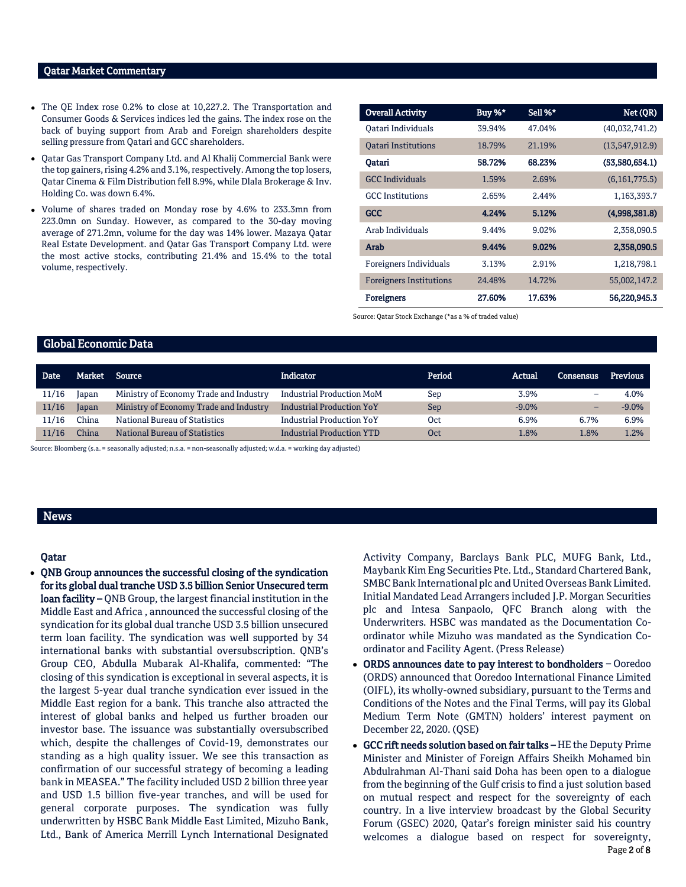## Qatar Market Commentary

- The QE Index rose 0.2% to close at 10,227.2. The Transportation and Consumer Goods & Services indices led the gains. The index rose on the back of buying support from Arab and Foreign shareholders despite selling pressure from Qatari and GCC shareholders.
- Qatar Gas Transport Company Ltd. and Al Khalij Commercial Bank were the top gainers, rising 4.2% and 3.1%, respectively. Among the top losers, Qatar Cinema & Film Distribution fell 8.9%, while Dlala Brokerage & Inv. Holding Co. was down 6.4%.
- Volume of shares traded on Monday rose by 4.6% to 233.3mn from 223.0mn on Sunday. However, as compared to the 30-day moving average of 271.2mn, volume for the day was 14% lower. Mazaya Qatar Real Estate Development. and Qatar Gas Transport Company Ltd. were the most active stocks, contributing 21.4% and 15.4% to the total volume, respectively.

| Overall Activity | Buy %* | Sell %* | Net (QR) |
|---|---|---|---|
| Qatari Individuals | 39.94% | 47.04% | (40,032,741.2) |
| Qatari Institutions | 18.79% | 21.19% | (13,547,912.9) |
| **Qatari** | **58.72%** | **68.23%** | **(53,580,654.1)** |
| GCC Individuals | 1.59% | 2.69% | (6,161,775.5) |
| GCC Institutions | 2.65% | 2.44% | 1,163,393.7 |
| **GCC** | **4.24%** | **5.12%** | **(4,998,381.8)** |
| Arab Individuals | 9.44% | 9.02% | 2,358,090.5 |
| **Arab** | **9.44%** | **9.02%** | **2,358,090.5** |
| Foreigners Individuals | 3.13% | 2.91% | 1,218,798.1 |
| Foreigners Institutions | 24.48% | 14.72% | 55,002,147.2 |
| **Foreigners** | **27.60%** | **17.63%** | **56,220,945.3** |

Source: Qatar Stock Exchange (*as a % of traded value)

## Global Economic Data

| Date | Market | Source | Indicator | Period | Actual | Consensus | Previous |
|---|---|---|---|---|---|---|---|
| 11/16 | Japan | Ministry of Economy Trade and Industry | Industrial Production MoM | Sep | 3.9% | – | 4.0% |
| 11/16 | Japan | Ministry of Economy Trade and Industry | Industrial Production YoY | Sep | -9.0% | – | -9.0% |
| 11/16 | China | National Bureau of Statistics | Industrial Production YoY | Oct | 6.9% | 6.7% | 6.9% |
| 11/16 | China | National Bureau of Statistics | Industrial Production YTD | Oct | 1.8% | 1.8% | 1.2% |

Source: Bloomberg (s.a. = seasonally adjusted; n.s.a. = non-seasonally adjusted; w.d.a. = working day adjusted)

## News

### Qatar

- **QNB Group announces the successful closing of the syndication for its global dual tranche USD 3.5 billion Senior Unsecured term loan facility –** QNB Group, the largest financial institution in the Middle East and Africa , announced the successful closing of the syndication for its global dual tranche USD 3.5 billion unsecured term loan facility. The syndication was well supported by 34 international banks with substantial oversubscription. QNB's Group CEO, Abdulla Mubarak Al-Khalifa, commented: "The closing of this syndication is exceptional in several aspects, it is the largest 5-year dual tranche syndication ever issued in the Middle East region for a bank. This tranche also attracted the interest of global banks and helped us further broaden our investor base. The issuance was substantially oversubscribed which, despite the challenges of Covid-19, demonstrates our standing as a high quality issuer. We see this transaction as confirmation of our successful strategy of becoming a leading bank in MEASEA." The facility included USD 2 billion three year and USD 1.5 billion five-year tranches, and will be used for general corporate purposes. The syndication was fully underwritten by HSBC Bank Middle East Limited, Mizuho Bank, Ltd., Bank of America Merrill Lynch International Designated Activity Company, Barclays Bank PLC, MUFG Bank, Ltd., Maybank Kim Eng Securities Pte. Ltd., Standard Chartered Bank, SMBC Bank International plc and United Overseas Bank Limited. Initial Mandated Lead Arrangers included J.P. Morgan Securities plc and Intesa Sanpaolo, QFC Branch along with the Underwriters. HSBC was mandated as the Documentation Co-ordinator while Mizuho was mandated as the Syndication Co-ordinator and Facility Agent. (Press Release)
- **ORDS announces date to pay interest to bondholders** – Ooredoo (ORDS) announced that Ooredoo International Finance Limited (OIFL), its wholly-owned subsidiary, pursuant to the Terms and Conditions of the Notes and the Final Terms, will pay its Global Medium Term Note (GMTN) holders' interest payment on December 22, 2020. (QSE)
- **GCC rift needs solution based on fair talks –** HE the Deputy Prime Minister and Minister of Foreign Affairs Sheikh Mohamed bin Abdulrahman Al-Thani said Doha has been open to a dialogue from the beginning of the Gulf crisis to find a just solution based on mutual respect and respect for the sovereignty of each country. In a live interview broadcast by the Global Security Forum (GSEC) 2020, Qatar's foreign minister said his country welcomes a dialogue based on respect for sovereignty,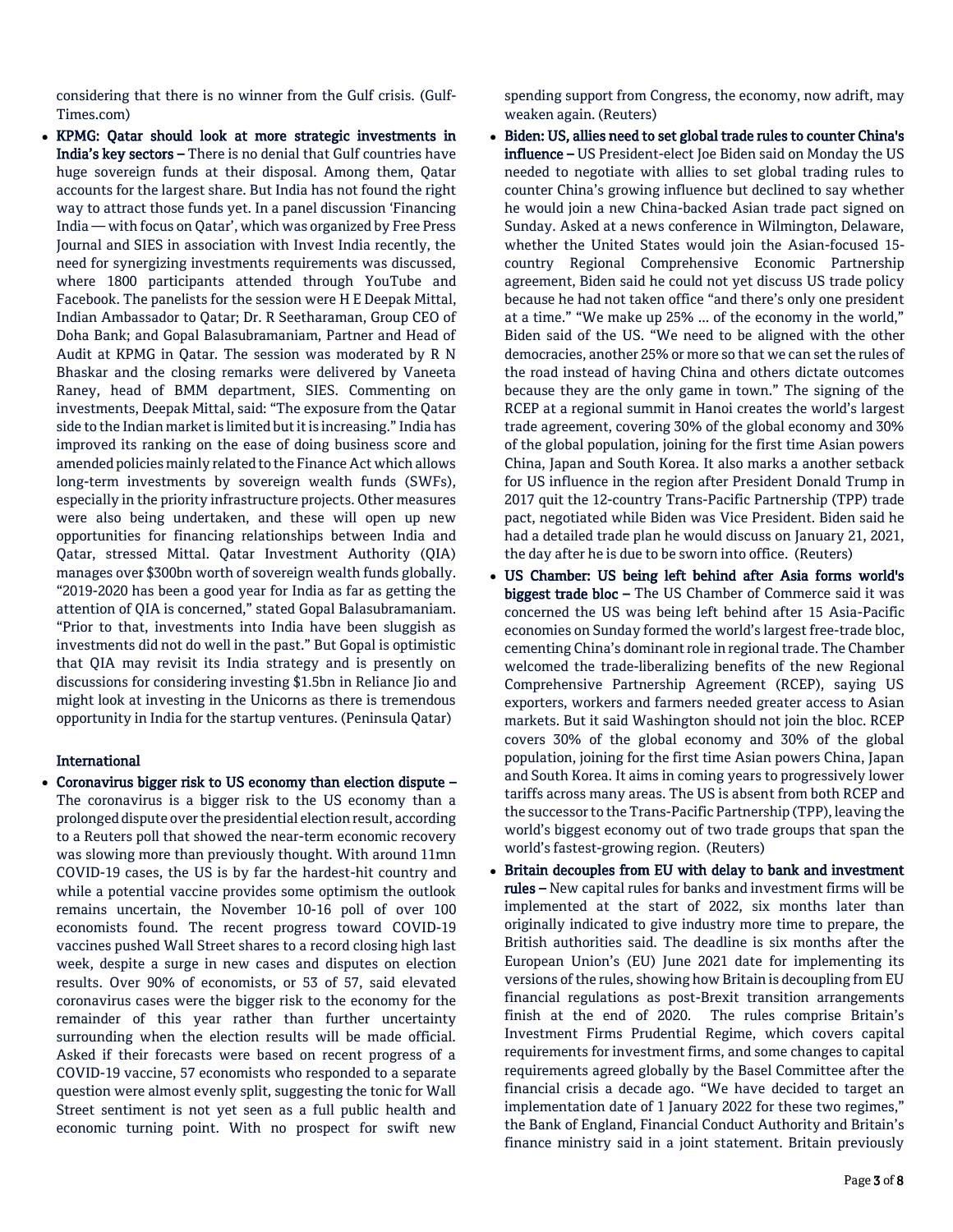considering that there is no winner from the Gulf crisis. (Gulf-Times.com)

- **KPMG: Qatar should look at more strategic investments in India's key sectors –** There is no denial that Gulf countries have huge sovereign funds at their disposal. Among them, Qatar accounts for the largest share. But India has not found the right way to attract those funds yet. In a panel discussion 'Financing India — with focus on Qatar', which was organized by Free Press Journal and SIES in association with Invest India recently, the need for synergizing investments requirements was discussed, where 1800 participants attended through YouTube and Facebook. The panelists for the session were H E Deepak Mittal, Indian Ambassador to Qatar; Dr. R Seetharaman, Group CEO of Doha Bank; and Gopal Balasubramaniam, Partner and Head of Audit at KPMG in Qatar. The session was moderated by R N Bhaskar and the closing remarks were delivered by Vaneeta Raney, head of BMM department, SIES. Commenting on investments, Deepak Mittal, said: "The exposure from the Qatar side to the Indian market is limited but it is increasing." India has improved its ranking on the ease of doing business score and amended policies mainly related to the Finance Act which allows long-term investments by sovereign wealth funds (SWFs), especially in the priority infrastructure projects. Other measures were also being undertaken, and these will open up new opportunities for financing relationships between India and Qatar, stressed Mittal. Qatar Investment Authority (QIA) manages over $300bn worth of sovereign wealth funds globally. "2019-2020 has been a good year for India as far as getting the attention of QIA is concerned," stated Gopal Balasubramaniam. "Prior to that, investments into India have been sluggish as investments did not do well in the past." But Gopal is optimistic that QIA may revisit its India strategy and is presently on discussions for considering investing $1.5bn in Reliance Jio and might look at investing in the Unicorns as there is tremendous opportunity in India for the startup ventures. (Peninsula Qatar)

## International

- **Coronavirus bigger risk to US economy than election dispute –** The coronavirus is a bigger risk to the US economy than a prolonged dispute over the presidential election result, according to a Reuters poll that showed the near-term economic recovery was slowing more than previously thought. With around 11mn COVID-19 cases, the US is by far the hardest-hit country and while a potential vaccine provides some optimism the outlook remains uncertain, the November 10-16 poll of over 100 economists found. The recent progress toward COVID-19 vaccines pushed Wall Street shares to a record closing high last week, despite a surge in new cases and disputes on election results. Over 90% of economists, or 53 of 57, said elevated coronavirus cases were the bigger risk to the economy for the remainder of this year rather than further uncertainty surrounding when the election results will be made official. Asked if their forecasts were based on recent progress of a COVID-19 vaccine, 57 economists who responded to a separate question were almost evenly split, suggesting the tonic for Wall Street sentiment is not yet seen as a full public health and economic turning point. With no prospect for swift new spending support from Congress, the economy, now adrift, may weaken again. (Reuters)
- **Biden: US, allies need to set global trade rules to counter China's influence –** US President-elect Joe Biden said on Monday the US needed to negotiate with allies to set global trading rules to counter China's growing influence but declined to say whether he would join a new China-backed Asian trade pact signed on Sunday. Asked at a news conference in Wilmington, Delaware, whether the United States would join the Asian-focused 15-country Regional Comprehensive Economic Partnership agreement, Biden said he could not yet discuss US trade policy because he had not taken office "and there's only one president at a time." "We make up 25% ... of the economy in the world," Biden said of the US. "We need to be aligned with the other democracies, another 25% or more so that we can set the rules of the road instead of having China and others dictate outcomes because they are the only game in town." The signing of the RCEP at a regional summit in Hanoi creates the world's largest trade agreement, covering 30% of the global economy and 30% of the global population, joining for the first time Asian powers China, Japan and South Korea. It also marks a another setback for US influence in the region after President Donald Trump in 2017 quit the 12-country Trans-Pacific Partnership (TPP) trade pact, negotiated while Biden was Vice President. Biden said he had a detailed trade plan he would discuss on January 21, 2021, the day after he is due to be sworn into office. (Reuters)
- **US Chamber: US being left behind after Asia forms world's biggest trade bloc –** The US Chamber of Commerce said it was concerned the US was being left behind after 15 Asia-Pacific economies on Sunday formed the world's largest free-trade bloc, cementing China's dominant role in regional trade. The Chamber welcomed the trade-liberalizing benefits of the new Regional Comprehensive Partnership Agreement (RCEP), saying US exporters, workers and farmers needed greater access to Asian markets. But it said Washington should not join the bloc. RCEP covers 30% of the global economy and 30% of the global population, joining for the first time Asian powers China, Japan and South Korea. It aims in coming years to progressively lower tariffs across many areas. The US is absent from both RCEP and the successor to the Trans-Pacific Partnership (TPP), leaving the world's biggest economy out of two trade groups that span the world's fastest-growing region. (Reuters)
- **Britain decouples from EU with delay to bank and investment rules –** New capital rules for banks and investment firms will be implemented at the start of 2022, six months later than originally indicated to give industry more time to prepare, the British authorities said. The deadline is six months after the European Union's (EU) June 2021 date for implementing its versions of the rules, showing how Britain is decoupling from EU financial regulations as post-Brexit transition arrangements finish at the end of 2020. The rules comprise Britain's Investment Firms Prudential Regime, which covers capital requirements for investment firms, and some changes to capital requirements agreed globally by the Basel Committee after the financial crisis a decade ago. "We have decided to target an implementation date of 1 January 2022 for these two regimes," the Bank of England, Financial Conduct Authority and Britain's finance ministry said in a joint statement. Britain previously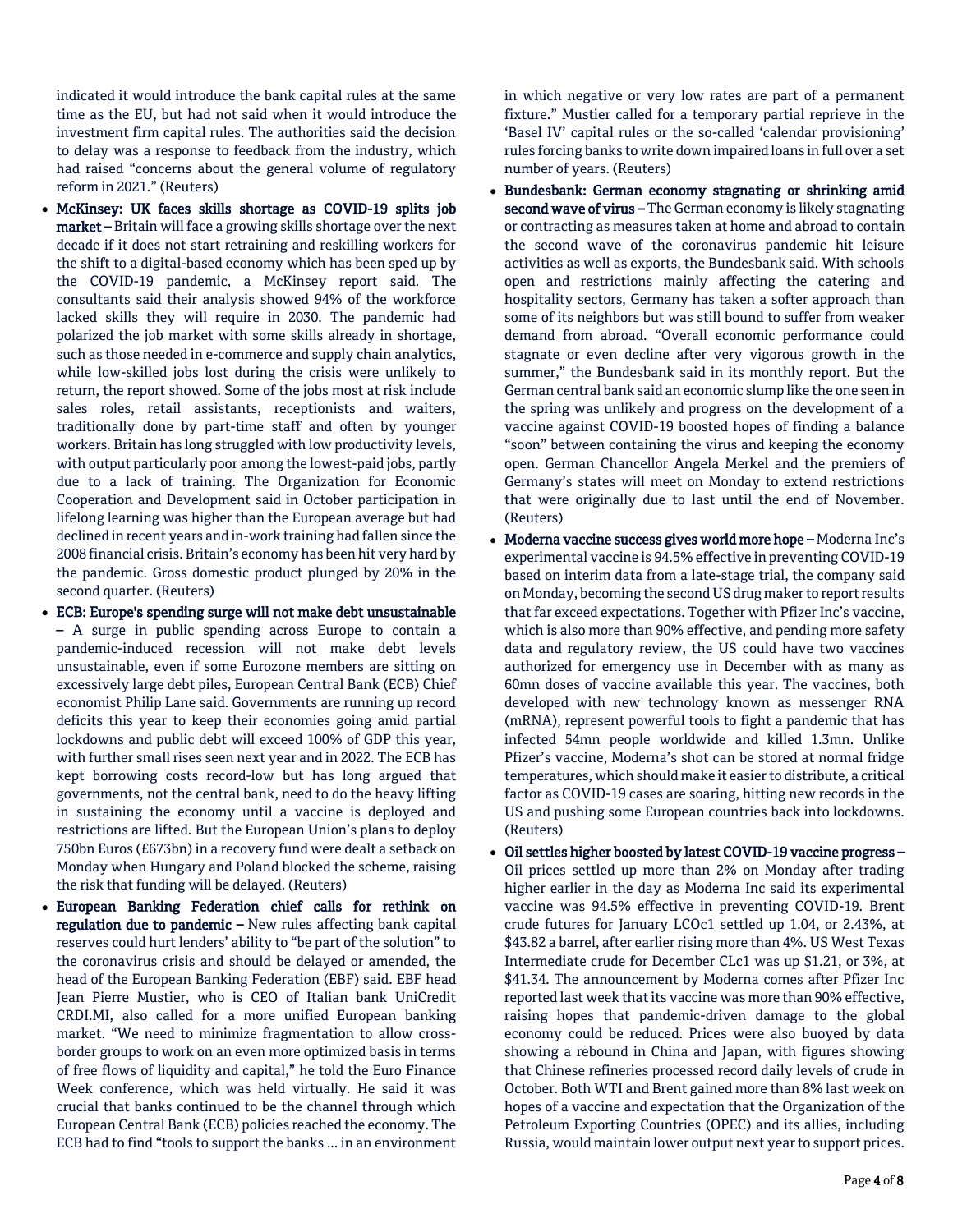indicated it would introduce the bank capital rules at the same time as the EU, but had not said when it would introduce the investment firm capital rules. The authorities said the decision to delay was a response to feedback from the industry, which had raised "concerns about the general volume of regulatory reform in 2021." (Reuters)

- **McKinsey: UK faces skills shortage as COVID-19 splits job market –** Britain will face a growing skills shortage over the next decade if it does not start retraining and reskilling workers for the shift to a digital-based economy which has been sped up by the COVID-19 pandemic, a McKinsey report said. The consultants said their analysis showed 94% of the workforce lacked skills they will require in 2030. The pandemic had polarized the job market with some skills already in shortage, such as those needed in e-commerce and supply chain analytics, while low-skilled jobs lost during the crisis were unlikely to return, the report showed. Some of the jobs most at risk include sales roles, retail assistants, receptionists and waiters, traditionally done by part-time staff and often by younger workers. Britain has long struggled with low productivity levels, with output particularly poor among the lowest-paid jobs, partly due to a lack of training. The Organization for Economic Cooperation and Development said in October participation in lifelong learning was higher than the European average but had declined in recent years and in-work training had fallen since the 2008 financial crisis. Britain's economy has been hit very hard by the pandemic. Gross domestic product plunged by 20% in the second quarter. (Reuters)
- **ECB: Europe's spending surge will not make debt unsustainable –** A surge in public spending across Europe to contain a pandemic-induced recession will not make debt levels unsustainable, even if some Eurozone members are sitting on excessively large debt piles, European Central Bank (ECB) Chief economist Philip Lane said. Governments are running up record deficits this year to keep their economies going amid partial lockdowns and public debt will exceed 100% of GDP this year, with further small rises seen next year and in 2022. The ECB has kept borrowing costs record-low but has long argued that governments, not the central bank, need to do the heavy lifting in sustaining the economy until a vaccine is deployed and restrictions are lifted. But the European Union's plans to deploy 750bn Euros (£673bn) in a recovery fund were dealt a setback on Monday when Hungary and Poland blocked the scheme, raising the risk that funding will be delayed. (Reuters)
- **European Banking Federation chief calls for rethink on regulation due to pandemic –** New rules affecting bank capital reserves could hurt lenders' ability to "be part of the solution" to the coronavirus crisis and should be delayed or amended, the head of the European Banking Federation (EBF) said. EBF head Jean Pierre Mustier, who is CEO of Italian bank UniCredit CRDI.MI, also called for a more unified European banking market. "We need to minimize fragmentation to allow cross-border groups to work on an even more optimized basis in terms of free flows of liquidity and capital," he told the Euro Finance Week conference, which was held virtually. He said it was crucial that banks continued to be the channel through which European Central Bank (ECB) policies reached the economy. The ECB had to find "tools to support the banks ... in an environment in which negative or very low rates are part of a permanent fixture." Mustier called for a temporary partial reprieve in the 'Basel IV' capital rules or the so-called 'calendar provisioning' rules forcing banks to write down impaired loans in full over a set number of years. (Reuters)
- **Bundesbank: German economy stagnating or shrinking amid second wave of virus –** The German economy is likely stagnating or contracting as measures taken at home and abroad to contain the second wave of the coronavirus pandemic hit leisure activities as well as exports, the Bundesbank said. With schools open and restrictions mainly affecting the catering and hospitality sectors, Germany has taken a softer approach than some of its neighbors but was still bound to suffer from weaker demand from abroad. "Overall economic performance could stagnate or even decline after very vigorous growth in the summer," the Bundesbank said in its monthly report. But the German central bank said an economic slump like the one seen in the spring was unlikely and progress on the development of a vaccine against COVID-19 boosted hopes of finding a balance "soon" between containing the virus and keeping the economy open. German Chancellor Angela Merkel and the premiers of Germany's states will meet on Monday to extend restrictions that were originally due to last until the end of November. (Reuters)
- **Moderna vaccine success gives world more hope –** Moderna Inc's experimental vaccine is 94.5% effective in preventing COVID-19 based on interim data from a late-stage trial, the company said on Monday, becoming the second US drug maker to report results that far exceed expectations. Together with Pfizer Inc's vaccine, which is also more than 90% effective, and pending more safety data and regulatory review, the US could have two vaccines authorized for emergency use in December with as many as 60mn doses of vaccine available this year. The vaccines, both developed with new technology known as messenger RNA (mRNA), represent powerful tools to fight a pandemic that has infected 54mn people worldwide and killed 1.3mn. Unlike Pfizer's vaccine, Moderna's shot can be stored at normal fridge temperatures, which should make it easier to distribute, a critical factor as COVID-19 cases are soaring, hitting new records in the US and pushing some European countries back into lockdowns. (Reuters)
- **Oil settles higher boosted by latest COVID-19 vaccine progress –** Oil prices settled up more than 2% on Monday after trading higher earlier in the day as Moderna Inc said its experimental vaccine was 94.5% effective in preventing COVID-19. Brent crude futures for January LCOc1 settled up 1.04, or 2.43%, at $43.82 a barrel, after earlier rising more than 4%. US West Texas Intermediate crude for December CLc1 was up $1.21, or 3%, at $41.34. The announcement by Moderna comes after Pfizer Inc reported last week that its vaccine was more than 90% effective, raising hopes that pandemic-driven damage to the global economy could be reduced. Prices were also buoyed by data showing a rebound in China and Japan, with figures showing that Chinese refineries processed record daily levels of crude in October. Both WTI and Brent gained more than 8% last week on hopes of a vaccine and expectation that the Organization of the Petroleum Exporting Countries (OPEC) and its allies, including Russia, would maintain lower output next year to support prices.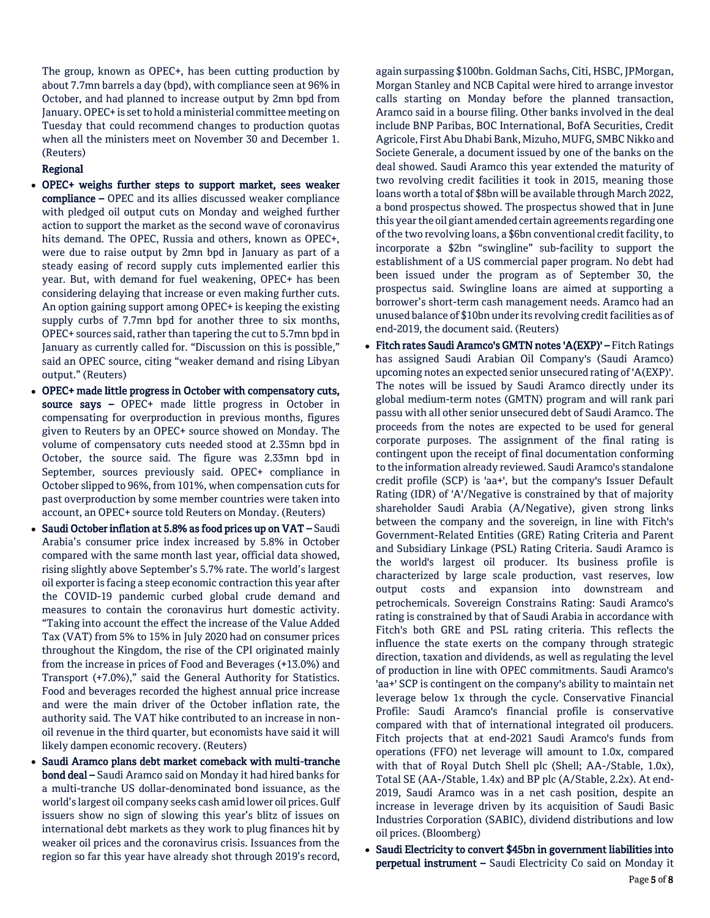The group, known as OPEC+, has been cutting production by about 7.7mn barrels a day (bpd), with compliance seen at 96% in October, and had planned to increase output by 2mn bpd from January. OPEC+ is set to hold a ministerial committee meeting on Tuesday that could recommend changes to production quotas when all the ministers meet on November 30 and December 1. (Reuters)

**Regional**

- **OPEC+ weighs further steps to support market, sees weaker compliance –** OPEC and its allies discussed weaker compliance with pledged oil output cuts on Monday and weighed further action to support the market as the second wave of coronavirus hits demand. The OPEC, Russia and others, known as OPEC+, were due to raise output by 2mn bpd in January as part of a steady easing of record supply cuts implemented earlier this year. But, with demand for fuel weakening, OPEC+ has been considering delaying that increase or even making further cuts. An option gaining support among OPEC+ is keeping the existing supply curbs of 7.7mn bpd for another three to six months, OPEC+ sources said, rather than tapering the cut to 5.7mn bpd in January as currently called for. "Discussion on this is possible," said an OPEC source, citing "weaker demand and rising Libyan output." (Reuters)
- **OPEC+ made little progress in October with compensatory cuts, source says –** OPEC+ made little progress in October in compensating for overproduction in previous months, figures given to Reuters by an OPEC+ source showed on Monday. The volume of compensatory cuts needed stood at 2.35mn bpd in October, the source said. The figure was 2.33mn bpd in September, sources previously said. OPEC+ compliance in October slipped to 96%, from 101%, when compensation cuts for past overproduction by some member countries were taken into account, an OPEC+ source told Reuters on Monday. (Reuters)
- **Saudi October inflation at 5.8% as food prices up on VAT –** Saudi Arabia's consumer price index increased by 5.8% in October compared with the same month last year, official data showed, rising slightly above September's 5.7% rate. The world's largest oil exporter is facing a steep economic contraction this year after the COVID-19 pandemic curbed global crude demand and measures to contain the coronavirus hurt domestic activity. "Taking into account the effect the increase of the Value Added Tax (VAT) from 5% to 15% in July 2020 had on consumer prices throughout the Kingdom, the rise of the CPI originated mainly from the increase in prices of Food and Beverages (+13.0%) and Transport (+7.0%)," said the General Authority for Statistics. Food and beverages recorded the highest annual price increase and were the main driver of the October inflation rate, the authority said. The VAT hike contributed to an increase in non-oil revenue in the third quarter, but economists have said it will likely dampen economic recovery. (Reuters)
- **Saudi Aramco plans debt market comeback with multi-tranche bond deal –** Saudi Aramco said on Monday it had hired banks for a multi-tranche US dollar-denominated bond issuance, as the world's largest oil company seeks cash amid lower oil prices. Gulf issuers show no sign of slowing this year's blitz of issues on international debt markets as they work to plug finances hit by weaker oil prices and the coronavirus crisis. Issuances from the region so far this year have already shot through 2019's record, again surpassing $100bn. Goldman Sachs, Citi, HSBC, JPMorgan, Morgan Stanley and NCB Capital were hired to arrange investor calls starting on Monday before the planned transaction, Aramco said in a bourse filing. Other banks involved in the deal include BNP Paribas, BOC International, BofA Securities, Credit Agricole, First Abu Dhabi Bank, Mizuho, MUFG, SMBC Nikko and Societe Generale, a document issued by one of the banks on the deal showed. Saudi Aramco this year extended the maturity of two revolving credit facilities it took in 2015, meaning those loans worth a total of $8bn will be available through March 2022, a bond prospectus showed. The prospectus showed that in June this year the oil giant amended certain agreements regarding one of the two revolving loans, a $6bn conventional credit facility, to incorporate a $2bn "swingline" sub-facility to support the establishment of a US commercial paper program. No debt had been issued under the program as of September 30, the prospectus said. Swingline loans are aimed at supporting a borrower's short-term cash management needs. Aramco had an unused balance of $10bn under its revolving credit facilities as of end-2019, the document said. (Reuters)
- **Fitch rates Saudi Aramco's GMTN notes 'A(EXP)' –** Fitch Ratings has assigned Saudi Arabian Oil Company's (Saudi Aramco) upcoming notes an expected senior unsecured rating of 'A(EXP)'. The notes will be issued by Saudi Aramco directly under its global medium-term notes (GMTN) program and will rank pari passu with all other senior unsecured debt of Saudi Aramco. The proceeds from the notes are expected to be used for general corporate purposes. The assignment of the final rating is contingent upon the receipt of final documentation conforming to the information already reviewed. Saudi Aramco's standalone credit profile (SCP) is 'aa+', but the company's Issuer Default Rating (IDR) of 'A'/Negative is constrained by that of majority shareholder Saudi Arabia (A/Negative), given strong links between the company and the sovereign, in line with Fitch's Government-Related Entities (GRE) Rating Criteria and Parent and Subsidiary Linkage (PSL) Rating Criteria. Saudi Aramco is the world's largest oil producer. Its business profile is characterized by large scale production, vast reserves, low output costs and expansion into downstream and petrochemicals. Sovereign Constrains Rating: Saudi Aramco's rating is constrained by that of Saudi Arabia in accordance with Fitch's both GRE and PSL rating criteria. This reflects the influence the state exerts on the company through strategic direction, taxation and dividends, as well as regulating the level of production in line with OPEC commitments. Saudi Aramco's 'aa+' SCP is contingent on the company's ability to maintain net leverage below 1x through the cycle. Conservative Financial Profile: Saudi Aramco's financial profile is conservative compared with that of international integrated oil producers. Fitch projects that at end-2021 Saudi Aramco's funds from operations (FFO) net leverage will amount to 1.0x, compared with that of Royal Dutch Shell plc (Shell; AA-/Stable, 1.0x), Total SE (AA-/Stable, 1.4x) and BP plc (A/Stable, 2.2x). At end-2019, Saudi Aramco was in a net cash position, despite an increase in leverage driven by its acquisition of Saudi Basic Industries Corporation (SABIC), dividend distributions and low oil prices. (Bloomberg)
- **Saudi Electricity to convert $45bn in government liabilities into perpetual instrument –** Saudi Electricity Co said on Monday it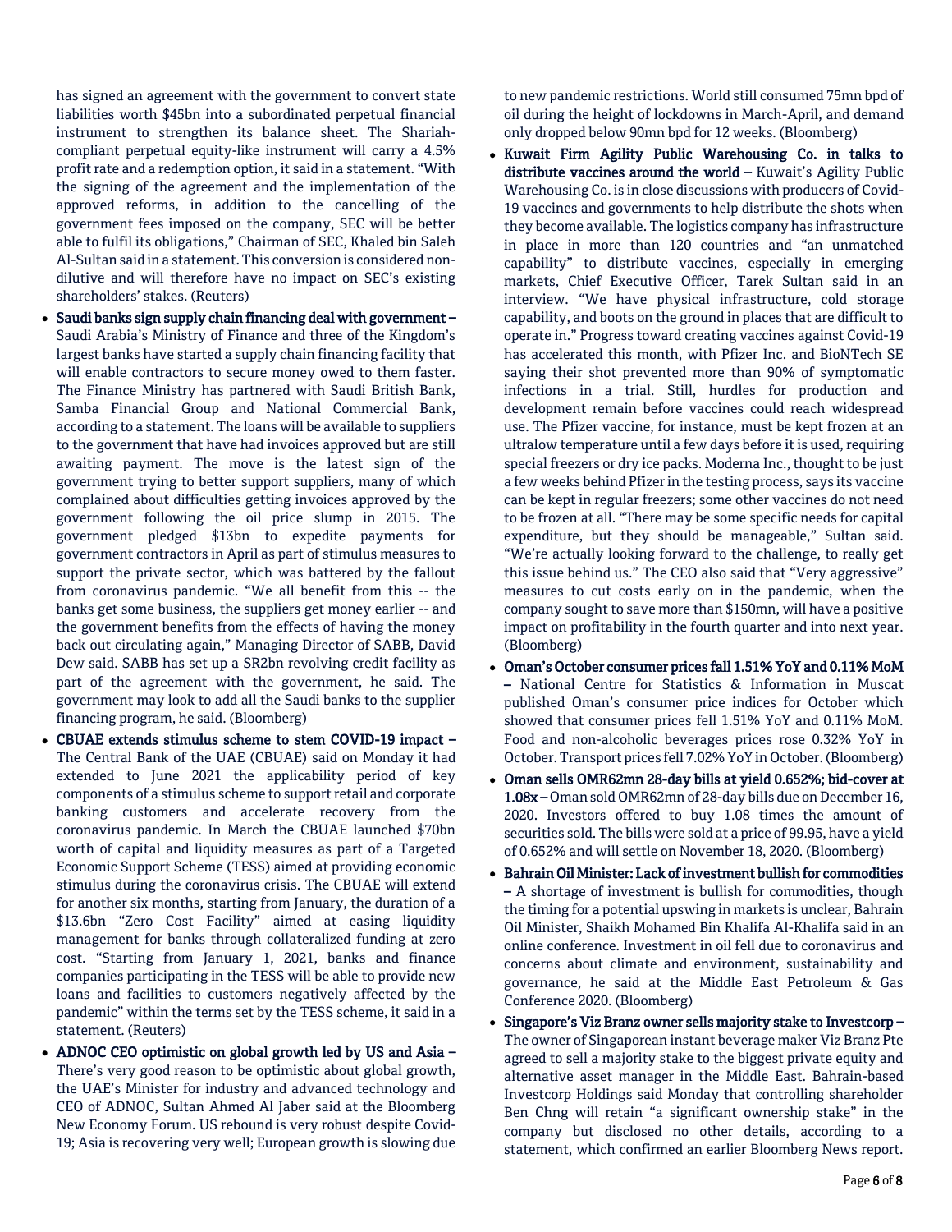has signed an agreement with the government to convert state liabilities worth $45bn into a subordinated perpetual financial instrument to strengthen its balance sheet. The Shariah-compliant perpetual equity-like instrument will carry a 4.5% profit rate and a redemption option, it said in a statement. "With the signing of the agreement and the implementation of the approved reforms, in addition to the cancelling of the government fees imposed on the company, SEC will be better able to fulfil its obligations," Chairman of SEC, Khaled bin Saleh Al-Sultan said in a statement. This conversion is considered non-dilutive and will therefore have no impact on SEC's existing shareholders' stakes. (Reuters)

- **Saudi banks sign supply chain financing deal with government –** Saudi Arabia's Ministry of Finance and three of the Kingdom's largest banks have started a supply chain financing facility that will enable contractors to secure money owed to them faster. The Finance Ministry has partnered with Saudi British Bank, Samba Financial Group and National Commercial Bank, according to a statement. The loans will be available to suppliers to the government that have had invoices approved but are still awaiting payment. The move is the latest sign of the government trying to better support suppliers, many of which complained about difficulties getting invoices approved by the government following the oil price slump in 2015. The government pledged $13bn to expedite payments for government contractors in April as part of stimulus measures to support the private sector, which was battered by the fallout from coronavirus pandemic. "We all benefit from this -- the banks get some business, the suppliers get money earlier -- and the government benefits from the effects of having the money back out circulating again," Managing Director of SABB, David Dew said. SABB has set up a SR2bn revolving credit facility as part of the agreement with the government, he said. The government may look to add all the Saudi banks to the supplier financing program, he said. (Bloomberg)
- **CBUAE extends stimulus scheme to stem COVID-19 impact –** The Central Bank of the UAE (CBUAE) said on Monday it had extended to June 2021 the applicability period of key components of a stimulus scheme to support retail and corporate banking customers and accelerate recovery from the coronavirus pandemic. In March the CBUAE launched $70bn worth of capital and liquidity measures as part of a Targeted Economic Support Scheme (TESS) aimed at providing economic stimulus during the coronavirus crisis. The CBUAE will extend for another six months, starting from January, the duration of a $13.6bn "Zero Cost Facility" aimed at easing liquidity management for banks through collateralized funding at zero cost. "Starting from January 1, 2021, banks and finance companies participating in the TESS will be able to provide new loans and facilities to customers negatively affected by the pandemic" within the terms set by the TESS scheme, it said in a statement. (Reuters)
- **ADNOC CEO optimistic on global growth led by US and Asia –** There's very good reason to be optimistic about global growth, the UAE's Minister for industry and advanced technology and CEO of ADNOC, Sultan Ahmed Al Jaber said at the Bloomberg New Economy Forum. US rebound is very robust despite Covid-19; Asia is recovering very well; European growth is slowing due to new pandemic restrictions. World still consumed 75mn bpd of oil during the height of lockdowns in March-April, and demand only dropped below 90mn bpd for 12 weeks. (Bloomberg)
- **Kuwait Firm Agility Public Warehousing Co. in talks to distribute vaccines around the world –** Kuwait's Agility Public Warehousing Co. is in close discussions with producers of Covid-19 vaccines and governments to help distribute the shots when they become available. The logistics company has infrastructure in place in more than 120 countries and "an unmatched capability" to distribute vaccines, especially in emerging markets, Chief Executive Officer, Tarek Sultan said in an interview. "We have physical infrastructure, cold storage capability, and boots on the ground in places that are difficult to operate in." Progress toward creating vaccines against Covid-19 has accelerated this month, with Pfizer Inc. and BioNTech SE saying their shot prevented more than 90% of symptomatic infections in a trial. Still, hurdles for production and development remain before vaccines could reach widespread use. The Pfizer vaccine, for instance, must be kept frozen at an ultralow temperature until a few days before it is used, requiring special freezers or dry ice packs. Moderna Inc., thought to be just a few weeks behind Pfizer in the testing process, says its vaccine can be kept in regular freezers; some other vaccines do not need to be frozen at all. "There may be some specific needs for capital expenditure, but they should be manageable," Sultan said. "We're actually looking forward to the challenge, to really get this issue behind us." The CEO also said that "Very aggressive" measures to cut costs early on in the pandemic, when the company sought to save more than $150mn, will have a positive impact on profitability in the fourth quarter and into next year. (Bloomberg)
- **Oman's October consumer prices fall 1.51% YoY and 0.11% MoM –** National Centre for Statistics & Information in Muscat published Oman's consumer price indices for October which showed that consumer prices fell 1.51% YoY and 0.11% MoM. Food and non-alcoholic beverages prices rose 0.32% YoY in October. Transport prices fell 7.02% YoY in October. (Bloomberg)
- **Oman sells OMR62mn 28-day bills at yield 0.652%; bid-cover at 1.08x –** Oman sold OMR62mn of 28-day bills due on December 16, 2020. Investors offered to buy 1.08 times the amount of securities sold. The bills were sold at a price of 99.95, have a yield of 0.652% and will settle on November 18, 2020. (Bloomberg)
- **Bahrain Oil Minister: Lack of investment bullish for commodities –** A shortage of investment is bullish for commodities, though the timing for a potential upswing in markets is unclear, Bahrain Oil Minister, Shaikh Mohamed Bin Khalifa Al-Khalifa said in an online conference. Investment in oil fell due to coronavirus and concerns about climate and environment, sustainability and governance, he said at the Middle East Petroleum & Gas Conference 2020. (Bloomberg)
- **Singapore's Viz Branz owner sells majority stake to Investcorp –** The owner of Singaporean instant beverage maker Viz Branz Pte agreed to sell a majority stake to the biggest private equity and alternative asset manager in the Middle East. Bahrain-based Investcorp Holdings said Monday that controlling shareholder Ben Chng will retain "a significant ownership stake" in the company but disclosed no other details, according to a statement, which confirmed an earlier Bloomberg News report.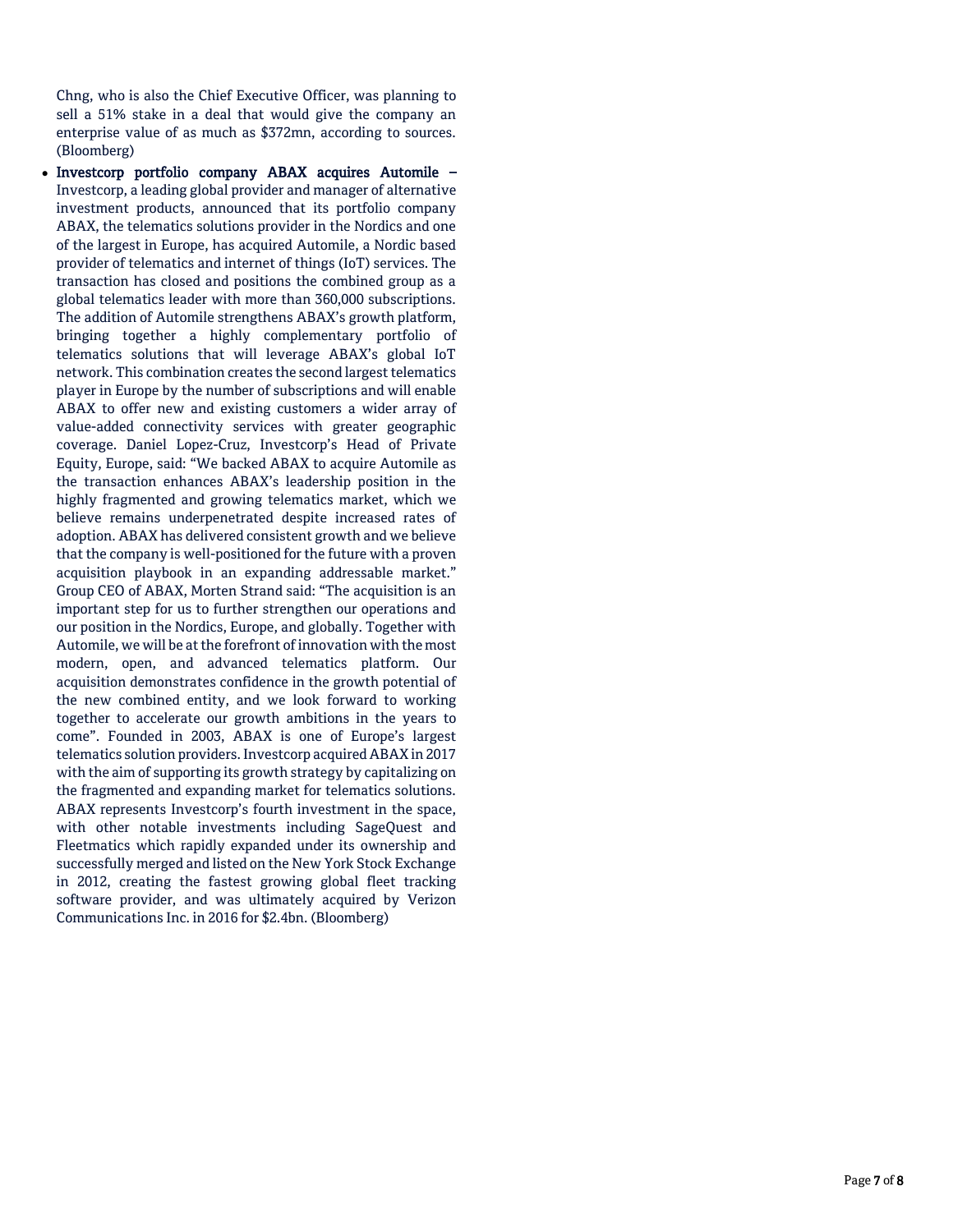Chng, who is also the Chief Executive Officer, was planning to sell a 51% stake in a deal that would give the company an enterprise value of as much as $372mn, according to sources. (Bloomberg)

- **Investcorp portfolio company ABAX acquires Automile –** Investcorp, a leading global provider and manager of alternative investment products, announced that its portfolio company ABAX, the telematics solutions provider in the Nordics and one of the largest in Europe, has acquired Automile, a Nordic based provider of telematics and internet of things (IoT) services. The transaction has closed and positions the combined group as a global telematics leader with more than 360,000 subscriptions. The addition of Automile strengthens ABAX's growth platform, bringing together a highly complementary portfolio of telematics solutions that will leverage ABAX's global IoT network. This combination creates the second largest telematics player in Europe by the number of subscriptions and will enable ABAX to offer new and existing customers a wider array of value-added connectivity services with greater geographic coverage. Daniel Lopez-Cruz, Investcorp's Head of Private Equity, Europe, said: "We backed ABAX to acquire Automile as the transaction enhances ABAX's leadership position in the highly fragmented and growing telematics market, which we believe remains underpenetrated despite increased rates of adoption. ABAX has delivered consistent growth and we believe that the company is well-positioned for the future with a proven acquisition playbook in an expanding addressable market." Group CEO of ABAX, Morten Strand said: "The acquisition is an important step for us to further strengthen our operations and our position in the Nordics, Europe, and globally. Together with Automile, we will be at the forefront of innovation with the most modern, open, and advanced telematics platform. Our acquisition demonstrates confidence in the growth potential of the new combined entity, and we look forward to working together to accelerate our growth ambitions in the years to come". Founded in 2003, ABAX is one of Europe's largest telematics solution providers. Investcorp acquired ABAX in 2017 with the aim of supporting its growth strategy by capitalizing on the fragmented and expanding market for telematics solutions. ABAX represents Investcorp's fourth investment in the space, with other notable investments including SageQuest and Fleetmatics which rapidly expanded under its ownership and successfully merged and listed on the New York Stock Exchange in 2012, creating the fastest growing global fleet tracking software provider, and was ultimately acquired by Verizon Communications Inc. in 2016 for $2.4bn. (Bloomberg)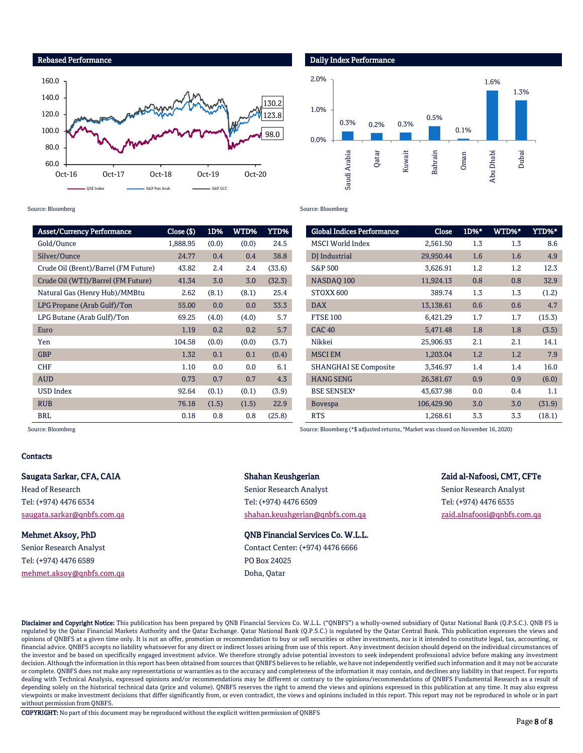## Rebased Performance

160.0
140.0
120.0
100.0
80.0
60.0

Oct-16 Oct-17 Oct-18 Oct-19 Oct-20

130.2
123.8
98.0

QSE Index S&P Pan Arab S&P GCC

Source: Bloomberg

## Daily Index Performance

2.0%
1.0%
0.0%

0.3% 0.2% 0.3% 0.5% 0.1% 1.6% 1.3%

Saudi Arabia Qatar Kuwait Bahrain Oman Abu Dhabi Dubai

Source: Bloomberg

| Asset/Currency Performance | Close ($) | 1D% | WTD% | YTD% |
|---|---|---|---|---|
| Gold/Ounce | 1,888.95 | (0.0) | (0.0) | 24.5 |
| Silver/Ounce | 24.77 | 0.4 | 0.4 | 38.8 |
| Crude Oil (Brent)/Barrel (FM Future) | 43.82 | 2.4 | 2.4 | (33.6) |
| Crude Oil (WTI)/Barrel (FM Future) | 41.34 | 3.0 | 3.0 | (32.3) |
| Natural Gas (Henry Hub)/MMBtu | 2.62 | (8.1) | (8.1) | 25.4 |
| LPG Propane (Arab Gulf)/Ton | 55.00 | 0.0 | 0.0 | 33.3 |
| LPG Butane (Arab Gulf)/Ton | 69.25 | (4.0) | (4.0) | 5.7 |
| Euro | 1.19 | 0.2 | 0.2 | 5.7 |
| Yen | 104.58 | (0.0) | (0.0) | (3.7) |
| GBP | 1.32 | 0.1 | 0.1 | (0.4) |
| CHF | 1.10 | 0.0 | 0.0 | 6.1 |
| AUD | 0.73 | 0.7 | 0.7 | 4.3 |
| USD Index | 92.64 | (0.1) | (0.1) | (3.9) |
| RUB | 76.18 | (1.5) | (1.5) | 22.9 |
| BRL | 0.18 | 0.8 | 0.8 | (25.8) |

Source: Bloomberg

| Global Indices Performance | Close | 1D%* | WTD%* | YTD%* |
|---|---|---|---|---|
| MSCI World Index | 2,561.50 | 1.3 | 1.3 | 8.6 |
| DJ Industrial | 29,950.44 | 1.6 | 1.6 | 4.9 |
| S&P 500 | 3,626.91 | 1.2 | 1.2 | 12.3 |
| NASDAQ 100 | 11,924.13 | 0.8 | 0.8 | 32.9 |
| STOXX 600 | 389.74 | 1.3 | 1.3 | (1.2) |
| DAX | 13,138.61 | 0.6 | 0.6 | 4.7 |
| FTSE 100 | 6,421.29 | 1.7 | 1.7 | (15.3) |
| CAC 40 | 5,471.48 | 1.8 | 1.8 | (3.5) |
| Nikkei | 25,906.93 | 2.1 | 2.1 | 14.1 |
| MSCI EM | 1,203.04 | 1.2 | 1.2 | 7.9 |
| SHANGHAI SE Composite | 3,346.97 | 1.4 | 1.4 | 16.0 |
| HANG SENG | 26,381.67 | 0.9 | 0.9 | (6.0) |
| BSE SENSEX# | 43,637.98 | 0.0 | 0.4 | 1.1 |
| Bovespa | 106,429.90 | 3.0 | 3.0 | (31.9) |
| RTS | 1,268.61 | 3.3 | 3.3 | (18.1) |

Source: Bloomberg (*$ adjusted returns, #Market was closed on November 16, 2020)

### Contacts

**Saugata Sarkar, CFA, CAIA**
Head of Research
Tel: (+974) 4476 6534
saugata.sarkar@qnbfs.com.qa

**Shahan Keushgerian**
Senior Research Analyst
Tel: (+974) 4476 6509
shahan.keushgerian@qnbfs.com.qa

**Zaid al-Nafoosi, CMT, CFTe**
Senior Research Analyst
Tel: (+974) 4476 6535
zaid.alnafoosi@qnbfs.com.qa

**Mehmet Aksoy, PhD**
Senior Research Analyst
Tel: (+974) 4476 6589
mehmet.aksoy@qnbfs.com.qa

**QNB Financial Services Co. W.L.L.**
Contact Center: (+974) 4476 6666
PO Box 24025
Doha, Qatar

**Disclaimer and Copyright Notice:** This publication has been prepared by QNB Financial Services Co. W.L.L. ("QNBFS") a wholly-owned subsidiary of Qatar National Bank (Q.P.S.C.). QNB FS is regulated by the Qatar Financial Markets Authority and the Qatar Exchange. Qatar National Bank (Q.P.S.C.) is regulated by the Qatar Central Bank. This publication expresses the views and opinions of QNBFS at a given time only. It is not an offer, promotion or recommendation to buy or sell securities or other investments, nor is it intended to constitute legal, tax, accounting, or financial advice. QNBFS accepts no liability whatsoever for any direct or indirect losses arising from use of this report. Any investment decision should depend on the individual circumstances of the investor and be based on specifically engaged investment advice. We therefore strongly advise potential investors to seek independent professional advice before making any investment decision. Although the information in this report has been obtained from sources that QNBFS believes to be reliable, we have not independently verified such information and it may not be accurate or complete. QNBFS does not make any representations or warranties as to the accuracy and completeness of the information it may contain, and declines any liability in that respect. For reports dealing with Technical Analysis, expressed opinions and/or recommendations may be different or contrary to the opinions/recommendations of QNBFS Fundamental Research as a result of depending solely on the historical technical data (price and volume). QNBFS reserves the right to amend the views and opinions expressed in this publication at any time. It may also express viewpoints or make investment decisions that differ significantly from, or even contradict, the views and opinions included in this report. This report may not be reproduced in whole or in part without permission from QNBFS.

**COPYRIGHT:** No part of this document may be reproduced without the explicit written permission of QNBFS